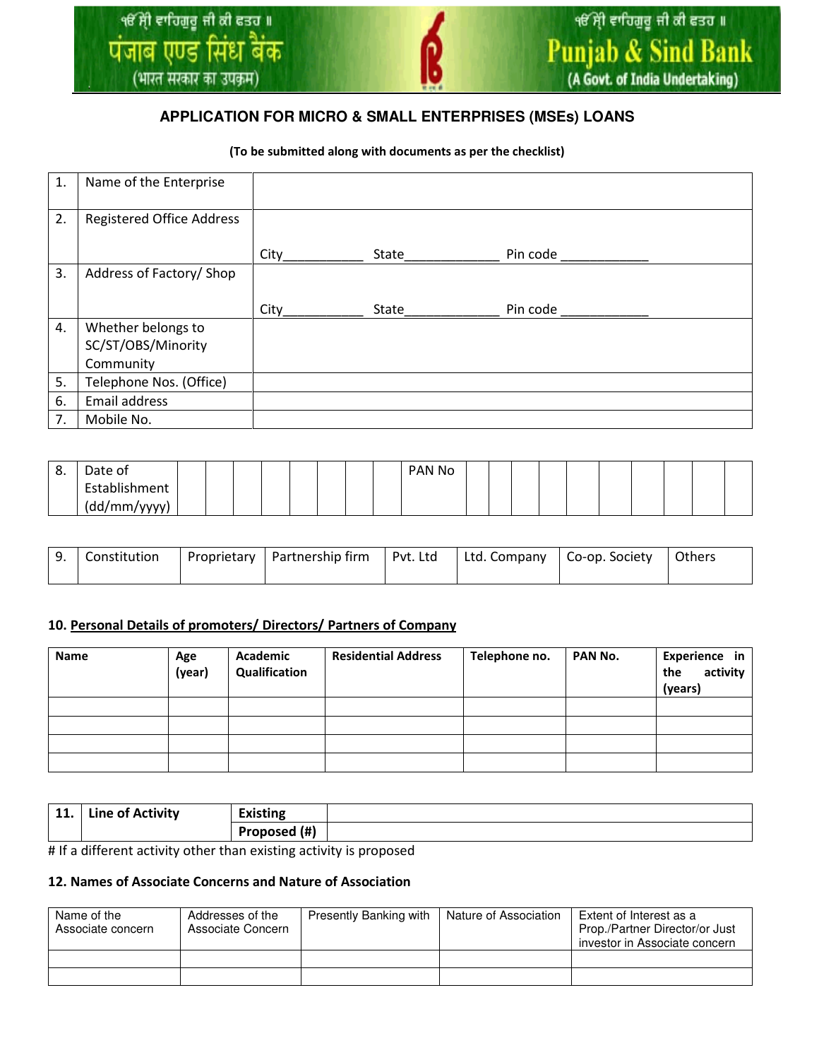ੴ ਸ੍ਰੀ ਵਾਹਿਗੁਰੂ ਜੀ ਕੀ ਫ਼ਤਹਿ ॥
पंजाब एण्ड सिंध बैंक
(भारत सरकार का उपक्रम)

ੴ ਸ੍ਰੀ ਵਾਹਿਗੁਰੂ ਜੀ ਕੀ ਫ਼ਤਹਿ ॥
Punjab & Sind Bank
(A Govt. of India Undertaking)

# APPLICATION FOR MICRO & SMALL ENTERPRISES (MSEs) LOANS

**(To be submitted along with documents as per the checklist)**

| | | |
|---|---|---|
| 1. | Name of the Enterprise | |
| 2. | Registered Office Address | City__________ State____________ Pin code ___________ |
| 3. | Address of Factory/ Shop | City__________ State____________ Pin code ___________ |
| 4. | Whether belongs to SC/ST/OBS/Minority Community | |
| 5. | Telephone Nos. (Office) | |
| 6. | Email address | |
| 7. | Mobile No. | |

| | | | | | | | | | | | | | | | | | | | | |
|---|---|---|---|---|---|---|---|---|---|---|---|---|---|---|---|---|---|---|---|---|
| 8. | Date of Establishment (dd/mm/yyyy) | | | | | | | | PAN No | | | | | | | | | | | |

| | | | | | | | |
|---|---|---|---|---|---|---|---|
| 9. | Constitution | Proprietary | Partnership firm | Pvt. Ltd | Ltd. Company | Co-op. Society | Others |

**10. Personal Details of promoters/ Directors/ Partners of Company**

| Name | Age (year) | Academic Qualification | Residential Address | Telephone no. | PAN No. | Experience in the activity (years) |
|---|---|---|---|---|---|---|
| | | | | | | |
| | | | | | | |
| | | | | | | |
| | | | | | | |

| | | | |
|---|---|---|---|
| **11.** | **Line of Activity** | **Existing** | |
| | | **Proposed (#)** | |

# If a different activity other than existing activity is proposed

**12. Names of Associate Concerns and Nature of Association**

| Name of the Associate concern | Addresses of the Associate Concern | Presently Banking with | Nature of Association | Extent of Interest as a Prop./Partner Director/or Just investor in Associate concern |
|---|---|---|---|---|
| | | | | |
| | | | | |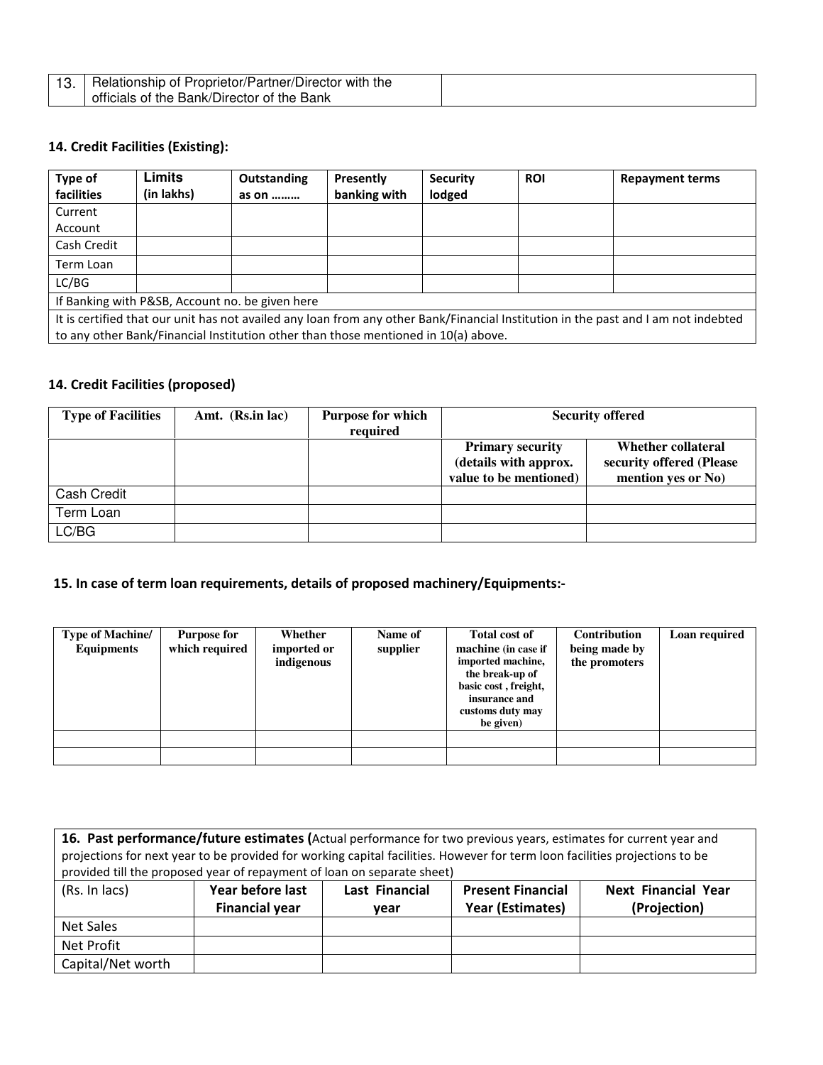| 13. | Relationship of Proprietor/Partner/Director with the officials of the Bank/Director of the Bank | |
|---|---|---|

### 14. Credit Facilities (Existing):

| Type of facilities | Limits (in lakhs) | Outstanding as on ……… | Presently banking with | Security lodged | ROI | Repayment terms |
|---|---|---|---|---|---|---|
| Current Account | | | | | | |
| Cash Credit | | | | | | |
| Term Loan | | | | | | |
| LC/BG | | | | | | |
| If Banking with P&SB, Account no. be given here | | | | | | |
| It is certified that our unit has not availed any loan from any other Bank/Financial Institution in the past and I am not indebted to any other Bank/Financial Institution other than those mentioned in 10(a) above. | | | | | | |

### 14. Credit Facilities (proposed)

| Type of Facilities | Amt. (Rs.in lac) | Purpose for which required | Security offered | |
|---|---|---|---|---|
| | | | Primary security (details with approx. value to be mentioned) | Whether collateral security offered (Please mention yes or No) |
| Cash Credit | | | | |
| Term Loan | | | | |
| LC/BG | | | | |

### 15. In case of term loan requirements, details of proposed machinery/Equipments:-

| Type of Machine/ Equipments | Purpose for which required | Whether imported or indigenous | Name of supplier | Total cost of machine (in case if imported machine, the break-up of basic cost , freight, insurance and customs duty may be given) | Contribution being made by the promoters | Loan required |
|---|---|---|---|---|---|---|
| | | | | | | |
| | | | | | | |

| **16. Past performance/future estimates (**Actual performance for two previous years, estimates for current year and projections for next year to be provided for working capital facilities. However for term loon facilities projections to be provided till the proposed year of repayment of loan on separate sheet) | | | | |
|---|---|---|---|---|
| (Rs. In lacs) | **Year before last Financial year** | **Last Financial year** | **Present Financial Year (Estimates)** | **Next Financial Year (Projection)** |
| Net Sales | | | | |
| Net Profit | | | | |
| Capital/Net worth | | | | |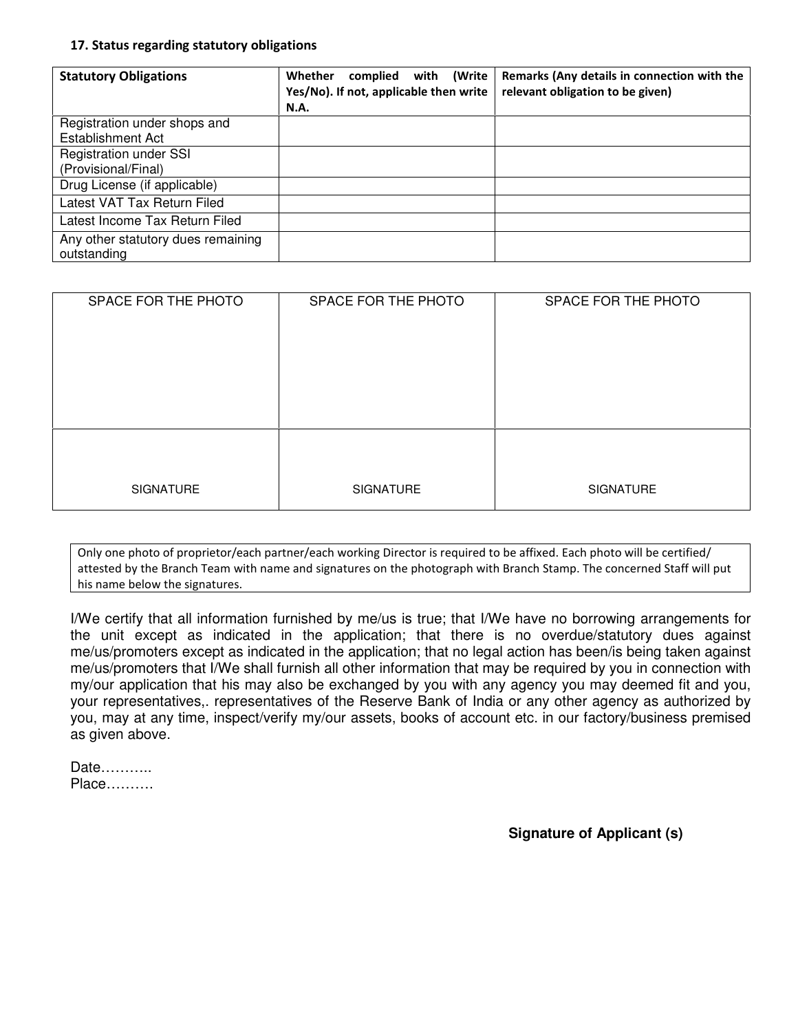**17. Status regarding statutory obligations**

| Statutory Obligations | Whether complied with (Write Yes/No). If not, applicable then write N.A. | Remarks (Any details in connection with the relevant obligation to be given) |
|---|---|---|
| Registration under shops and Establishment Act | | |
| Registration under SSI (Provisional/Final) | | |
| Drug License (if applicable) | | |
| Latest VAT Tax Return Filed | | |
| Latest Income Tax Return Filed | | |
| Any other statutory dues remaining outstanding | | |

| SPACE FOR THE PHOTO | SPACE FOR THE PHOTO | SPACE FOR THE PHOTO |
|---|---|---|
| SIGNATURE | SIGNATURE | SIGNATURE |

Only one photo of proprietor/each partner/each working Director is required to be affixed. Each photo will be certified/ attested by the Branch Team with name and signatures on the photograph with Branch Stamp. The concerned Staff will put his name below the signatures.

I/We certify that all information furnished by me/us is true; that I/We have no borrowing arrangements for the unit except as indicated in the application; that there is no overdue/statutory dues against me/us/promoters except as indicated in the application; that no legal action has been/is being taken against me/us/promoters that I/We shall furnish all other information that may be required by you in connection with my/our application that his may also be exchanged by you with any agency you may deemed fit and you, your representatives,. representatives of the Reserve Bank of India or any other agency as authorized by you, may at any time, inspect/verify my/our assets, books of account etc. in our factory/business premised as given above.

Date………..
Place……….

**Signature of Applicant (s)**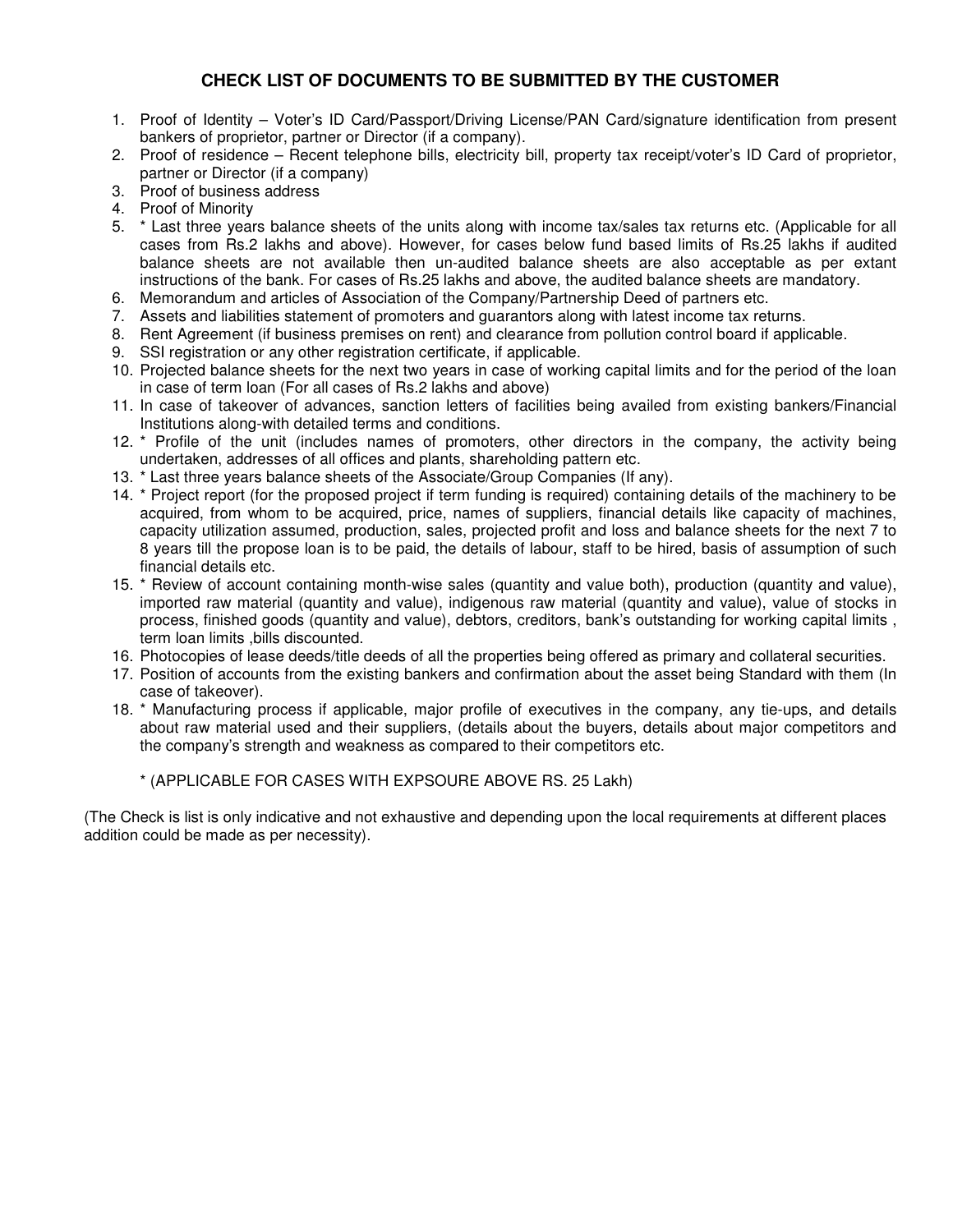# CHECK LIST OF DOCUMENTS TO BE SUBMITTED BY THE CUSTOMER

1. Proof of Identity – Voter's ID Card/Passport/Driving License/PAN Card/signature identification from present bankers of proprietor, partner or Director (if a company).
2. Proof of residence – Recent telephone bills, electricity bill, property tax receipt/voter's ID Card of proprietor, partner or Director (if a company)
3. Proof of business address
4. Proof of Minority
5. * Last three years balance sheets of the units along with income tax/sales tax returns etc. (Applicable for all cases from Rs.2 lakhs and above). However, for cases below fund based limits of Rs.25 lakhs if audited balance sheets are not available then un-audited balance sheets are also acceptable as per extant instructions of the bank. For cases of Rs.25 lakhs and above, the audited balance sheets are mandatory.
6. Memorandum and articles of Association of the Company/Partnership Deed of partners etc.
7. Assets and liabilities statement of promoters and guarantors along with latest income tax returns.
8. Rent Agreement (if business premises on rent) and clearance from pollution control board if applicable.
9. SSI registration or any other registration certificate, if applicable.
10. Projected balance sheets for the next two years in case of working capital limits and for the period of the loan in case of term loan (For all cases of Rs.2 lakhs and above)
11. In case of takeover of advances, sanction letters of facilities being availed from existing bankers/Financial Institutions along-with detailed terms and conditions.
12. * Profile of the unit (includes names of promoters, other directors in the company, the activity being undertaken, addresses of all offices and plants, shareholding pattern etc.
13. * Last three years balance sheets of the Associate/Group Companies (If any).
14. * Project report (for the proposed project if term funding is required) containing details of the machinery to be acquired, from whom to be acquired, price, names of suppliers, financial details like capacity of machines, capacity utilization assumed, production, sales, projected profit and loss and balance sheets for the next 7 to 8 years till the propose loan is to be paid, the details of labour, staff to be hired, basis of assumption of such financial details etc.
15. * Review of account containing month-wise sales (quantity and value both), production (quantity and value), imported raw material (quantity and value), indigenous raw material (quantity and value), value of stocks in process, finished goods (quantity and value), debtors, creditors, bank's outstanding for working capital limits , term loan limits ,bills discounted.
16. Photocopies of lease deeds/title deeds of all the properties being offered as primary and collateral securities.
17. Position of accounts from the existing bankers and confirmation about the asset being Standard with them (In case of takeover).
18. * Manufacturing process if applicable, major profile of executives in the company, any tie-ups, and details about raw material used and their suppliers, (details about the buyers, details about major competitors and the company's strength and weakness as compared to their competitors etc.

   * (APPLICABLE FOR CASES WITH EXPSOURE ABOVE RS. 25 Lakh)

(The Check is list is only indicative and not exhaustive and depending upon the local requirements at different places addition could be made as per necessity).